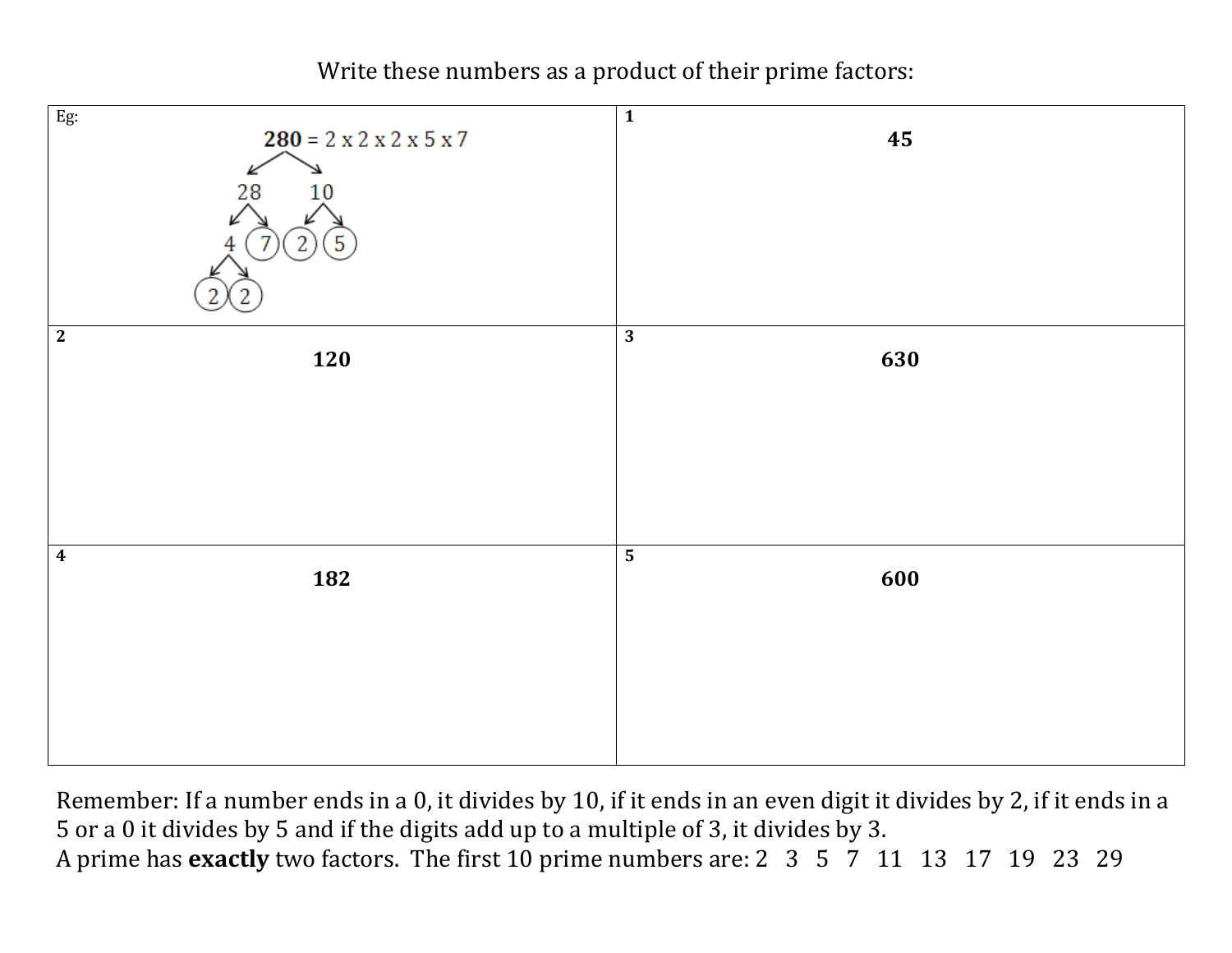Write these numbers as a product of their prime factors:

| Eg: | 1 |
| --- | --- |
| **280** = 2 x 2 x 2 x 5 x 7<br>280 → 28, 10<br>28 → 4, (7)<br>10 → (2), (5)<br>4 → (2), (2) | **45** |
| **2**<br>**120** | **3**<br>**630** |
| **4**<br>**182** | **5**<br>**600** |

Remember: If a number ends in a 0, it divides by 10, if it ends in an even digit it divides by 2, if it ends in a 5 or a 0 it divides by 5 and if the digits add up to a multiple of 3, it divides by 3.
A prime has **exactly** two factors. The first 10 prime numbers are: 2 3 5 7 11 13 17 19 23 29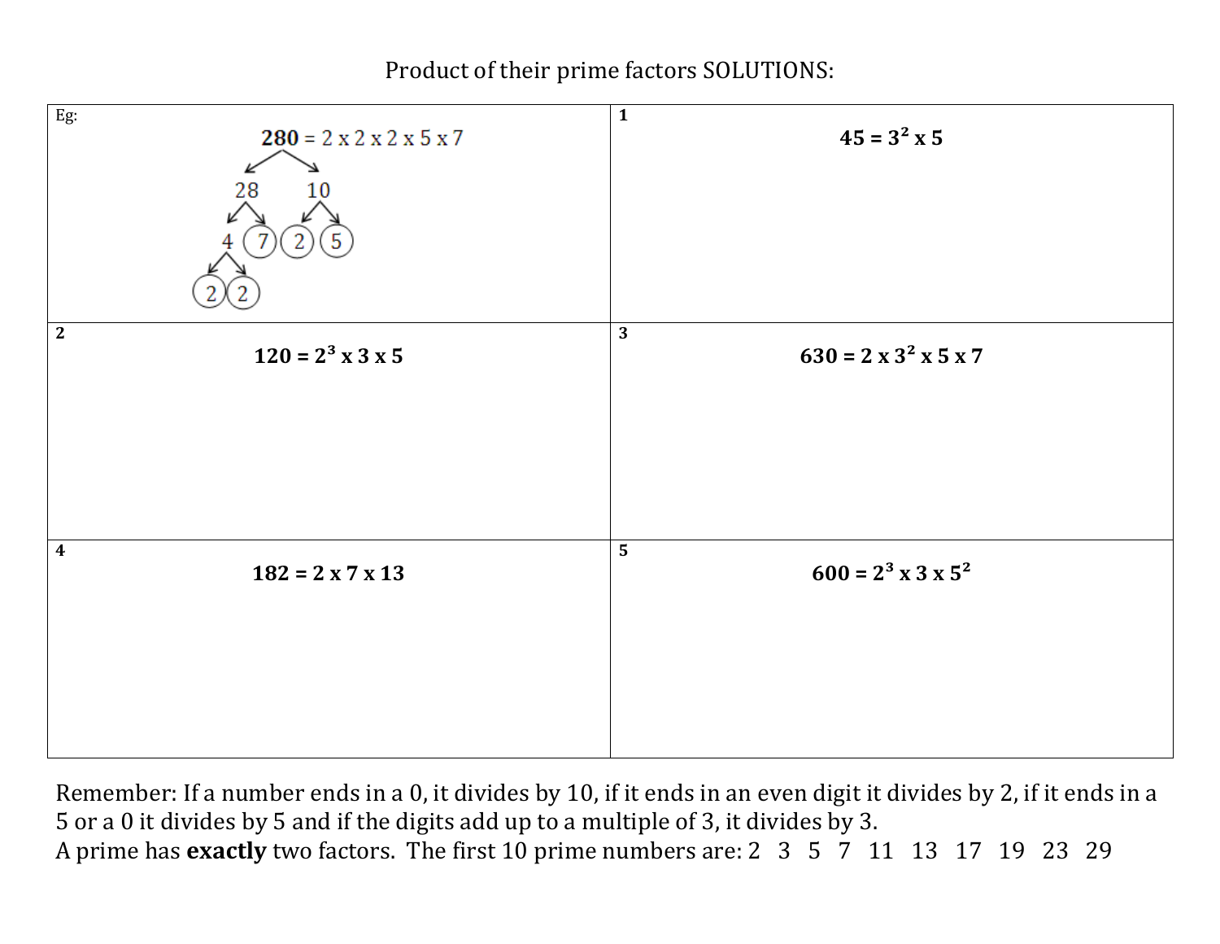Product of their prime factors SOLUTIONS:

| | |
|---|---|
| Eg: **280** = 2 x 2 x 2 x 5 x 7<br>280 → 28, 10<br>28 → 4, (7)<br>10 → (2), (5)<br>4 → (2), (2) | 1<br>**$45 = 3^2 \times 5$** |
| 2<br>**$120 = 2^3 \times 3 \times 5$** | 3<br>**$630 = 2 \times 3^2 \times 5 \times 7$** |
| 4<br>**$182 = 2 \times 7 \times 13$** | 5<br>**$600 = 2^3 \times 3 \times 5^2$** |

Remember: If a number ends in a 0, it divides by 10, if it ends in an even digit it divides by 2, if it ends in a 5 or a 0 it divides by 5 and if the digits add up to a multiple of 3, it divides by 3.
A prime has **exactly** two factors. The first 10 prime numbers are: 2 3 5 7 11 13 17 19 23 29